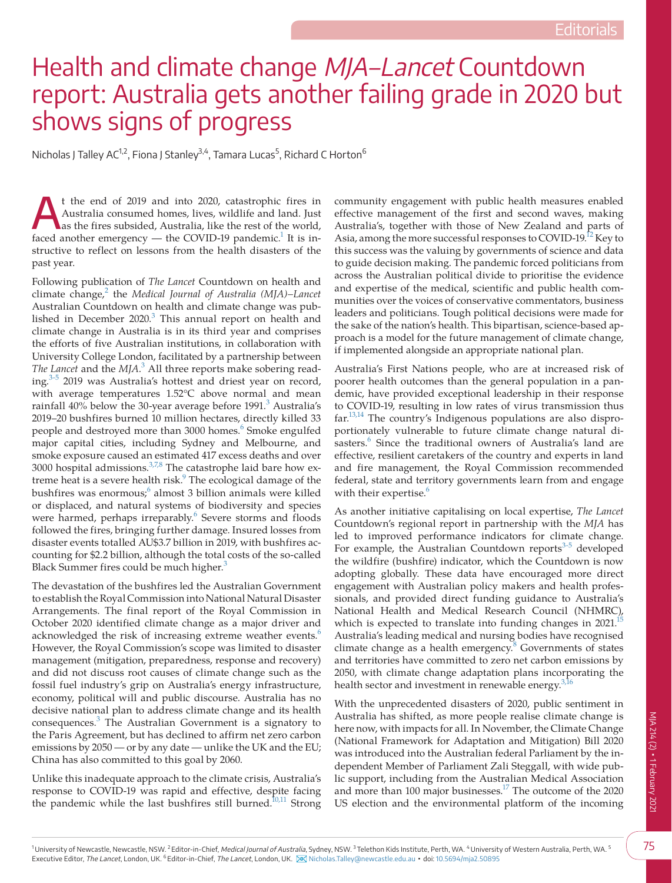Editorials

# Health and climate change *MJA–Lancet* Countdown report: Australia gets another failing grade in 2020 but shows signs of progress

Nicholas J Talley AC[1,2], Fiona J Stanley[3,4], Tamara Lucas[5], Richard C Horton[6]

At the end of 2019 and into 2020, catastrophic fires in Australia consumed homes, lives, wildlife and land. Just as the fires subsided, Australia, like the rest of the world, faced another emergency — the COVID-19 pandemic.[1] It is instructive to reflect on lessons from the health disasters of the past year.

Following publication of *The Lancet* Countdown on health and climate change,[2] the *Medical Journal of Australia (MJA)–Lancet* Australian Countdown on health and climate change was published in December 2020.[3] This annual report on health and climate change in Australia is in its third year and comprises the efforts of five Australian institutions, in collaboration with University College London, facilitated by a partnership between *The Lancet* and the *MJA*.[3] All three reports make sobering reading.[3-5] 2019 was Australia's hottest and driest year on record, with average temperatures 1.52°C above normal and mean rainfall 40% below the 30-year average before 1991.[3] Australia's 2019–20 bushfires burned 10 million hectares, directly killed 33 people and destroyed more than 3000 homes.[6] Smoke engulfed major capital cities, including Sydney and Melbourne, and smoke exposure caused an estimated 417 excess deaths and over 3000 hospital admissions.[3,7,8] The catastrophe laid bare how extreme heat is a severe health risk.[9] The ecological damage of the bushfires was enormous;[6] almost 3 billion animals were killed or displaced, and natural systems of biodiversity and species were harmed, perhaps irreparably.[6] Severe storms and floods followed the fires, bringing further damage. Insured losses from disaster events totalled AU$3.7 billion in 2019, with bushfires accounting for $2.2 billion, although the total costs of the so-called Black Summer fires could be much higher.[3]

The devastation of the bushfires led the Australian Government to establish the Royal Commission into National Natural Disaster Arrangements. The final report of the Royal Commission in October 2020 identified climate change as a major driver and acknowledged the risk of increasing extreme weather events.[6] However, the Royal Commission's scope was limited to disaster management (mitigation, preparedness, response and recovery) and did not discuss root causes of climate change such as the fossil fuel industry's grip on Australia's energy infrastructure, economy, political will and public discourse. Australia has no decisive national plan to address climate change and its health consequences.[3] The Australian Government is a signatory to the Paris Agreement, but has declined to affirm net zero carbon emissions by 2050 — or by any date — unlike the UK and the EU; China has also committed to this goal by 2060.

Unlike this inadequate approach to the climate crisis, Australia's response to COVID-19 was rapid and effective, despite facing the pandemic while the last bushfires still burned.[10,11] Strong community engagement with public health measures enabled effective management of the first and second waves, making Australia's, together with those of New Zealand and parts of Asia, among the more successful responses to COVID-19.[12] Key to this success was the valuing by governments of science and data to guide decision making. The pandemic forced politicians from across the Australian political divide to prioritise the evidence and expertise of the medical, scientific and public health communities over the voices of conservative commentators, business leaders and politicians. Tough political decisions were made for the sake of the nation's health. This bipartisan, science-based approach is a model for the future management of climate change, if implemented alongside an appropriate national plan.

Australia's First Nations people, who are at increased risk of poorer health outcomes than the general population in a pandemic, have provided exceptional leadership in their response to COVID-19, resulting in low rates of virus transmission thus far.[13,14] The country's Indigenous populations are also disproportionately vulnerable to future climate change natural disasters.[6] Since the traditional owners of Australia's land are effective, resilient caretakers of the country and experts in land and fire management, the Royal Commission recommended federal, state and territory governments learn from and engage with their expertise.[6]

As another initiative capitalising on local expertise, *The Lancet* Countdown's regional report in partnership with the *MJA* has led to improved performance indicators for climate change. For example, the Australian Countdown reports[3-5] developed the wildfire (bushfire) indicator, which the Countdown is now adopting globally. These data have encouraged more direct engagement with Australian policy makers and health professionals, and provided direct funding guidance to Australia's National Health and Medical Research Council (NHMRC), which is expected to translate into funding changes in 2021.[15] Australia's leading medical and nursing bodies have recognised climate change as a health emergency.[8] Governments of states and territories have committed to zero net carbon emissions by 2050, with climate change adaptation plans incorporating the health sector and investment in renewable energy.[3,16]

With the unprecedented disasters of 2020, public sentiment in Australia has shifted, as more people realise climate change is here now, with impacts for all. In November, the Climate Change (National Framework for Adaptation and Mitigation) Bill 2020 was introduced into the Australian federal Parliament by the independent Member of Parliament Zali Steggall, with wide public support, including from the Australian Medical Association and more than 100 major businesses.[17] The outcome of the 2020 US election and the environmental platform of the incoming

[1] University of Newcastle, Newcastle, NSW. [2] Editor-in-Chief, *Medical Journal of Australia*, Sydney, NSW. [3] Telethon Kids Institute, Perth, WA. [4] University of Western Australia, Perth, WA. [5] Executive Editor, *The Lancet*, London, UK. [6] Editor-in-Chief, *The Lancet*, London, UK. Nicholas.Talley@newcastle.edu.au • doi: 10.5694/mja2.50895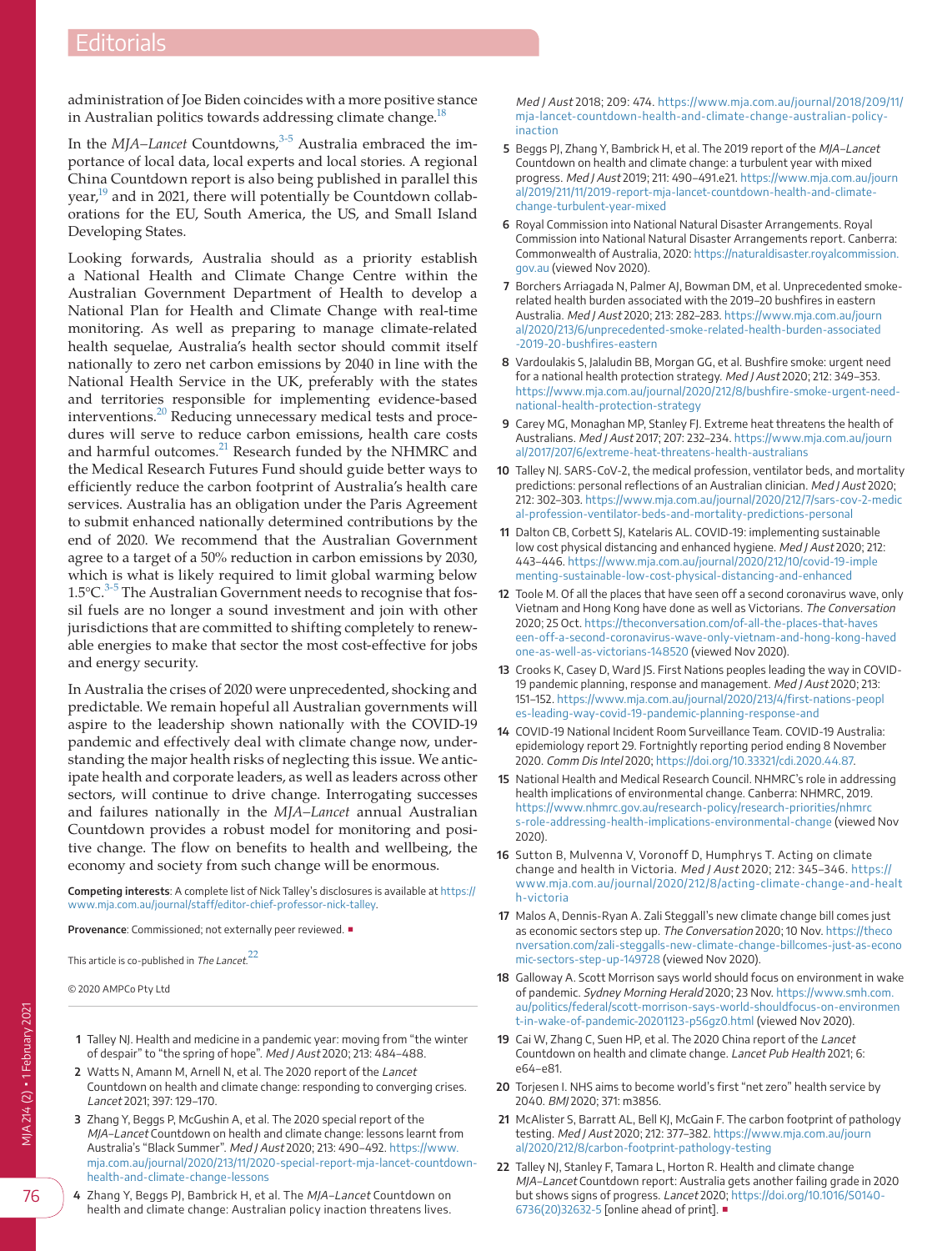administration of Joe Biden coincides with a more positive stance in Australian politics towards addressing climate change.[18]

In the *MJA–Lancet* Countdowns,[3-5] Australia embraced the importance of local data, local experts and local stories. A regional China Countdown report is also being published in parallel this year,[19] and in 2021, there will potentially be Countdown collaborations for the EU, South America, the US, and Small Island Developing States.

Looking forwards, Australia should as a priority establish a National Health and Climate Change Centre within the Australian Government Department of Health to develop a National Plan for Health and Climate Change with real-time monitoring. As well as preparing to manage climate-related health sequelae, Australia's health sector should commit itself nationally to zero net carbon emissions by 2040 in line with the National Health Service in the UK, preferably with the states and territories responsible for implementing evidence-based interventions.[20] Reducing unnecessary medical tests and procedures will serve to reduce carbon emissions, health care costs and harmful outcomes.[21] Research funded by the NHMRC and the Medical Research Futures Fund should guide better ways to efficiently reduce the carbon footprint of Australia's health care services. Australia has an obligation under the Paris Agreement to submit enhanced nationally determined contributions by the end of 2020. We recommend that the Australian Government agree to a target of a 50% reduction in carbon emissions by 2030, which is what is likely required to limit global warming below 1.5°C.[3-5] The Australian Government needs to recognise that fossil fuels are no longer a sound investment and join with other jurisdictions that are committed to shifting completely to renewable energies to make that sector the most cost-effective for jobs and energy security.

In Australia the crises of 2020 were unprecedented, shocking and predictable. We remain hopeful all Australian governments will aspire to the leadership shown nationally with the COVID-19 pandemic and effectively deal with climate change now, understanding the major health risks of neglecting this issue. We anticipate health and corporate leaders, as well as leaders across other sectors, will continue to drive change. Interrogating successes and failures nationally in the *MJA–Lancet* annual Australian Countdown provides a robust model for monitoring and positive change. The flow on benefits to health and wellbeing, the economy and society from such change will be enormous.

**Competing interests**: A complete list of Nick Talley's disclosures is available at https://www.mja.com.au/journal/staff/editor-chief-professor-nick-talley.

**Provenance**: Commissioned; not externally peer reviewed. ■

This article is co-published in *The Lancet*.[22]

© 2020 AMPCo Pty Ltd

1. Talley NJ. Health and medicine in a pandemic year: moving from "the winter of despair" to "the spring of hope". *Med J Aust* 2020; 213: 484–488.
2. Watts N, Amann M, Arnell N, et al. The 2020 report of the *Lancet* Countdown on health and climate change: responding to converging crises. *Lancet* 2021; 397: 129–170.
3. Zhang Y, Beggs P, McGushin A, et al. The 2020 special report of the *MJA–Lancet* Countdown on health and climate change: lessons learnt from Australia's "Black Summer". *Med J Aust* 2020; 213: 490–492. https://www.mja.com.au/journal/2020/213/11/2020-special-report-mja-lancet-countdown-health-and-climate-change-lessons
4. Zhang Y, Beggs PJ, Bambrick H, et al. The *MJA–Lancet* Countdown on health and climate change: Australian policy inaction threatens lives. *Med J Aust* 2018; 209: 474. https://www.mja.com.au/journal/2018/209/11/mja-lancet-countdown-health-and-climate-change-australian-policy-inaction
5. Beggs PJ, Zhang Y, Bambrick H, et al. The 2019 report of the *MJA–Lancet* Countdown on health and climate change: a turbulent year with mixed progress. *Med J Aust* 2019; 211: 490–491.e21. https://www.mja.com.au/journal/2019/211/11/2019-report-mja-lancet-countdown-health-and-climate-change-turbulent-year-mixed
6. Royal Commission into National Natural Disaster Arrangements. Royal Commission into National Natural Disaster Arrangements report. Canberra: Commonwealth of Australia, 2020: https://naturaldisaster.royalcommission.gov.au (viewed Nov 2020).
7. Borchers Arriagada N, Palmer AJ, Bowman DM, et al. Unprecedented smoke-related health burden associated with the 2019–20 bushfires in eastern Australia. *Med J Aust* 2020; 213: 282–283. https://www.mja.com.au/journal/2020/213/6/unprecedented-smoke-related-health-burden-associated-2019-20-bushfires-eastern
8. Vardoulakis S, Jalaludin BB, Morgan GG, et al. Bushfire smoke: urgent need for a national health protection strategy. *Med J Aust* 2020; 212: 349–353. https://www.mja.com.au/journal/2020/212/8/bushfire-smoke-urgent-need-national-health-protection-strategy
9. Carey MG, Monaghan MP, Stanley FJ. Extreme heat threatens the health of Australians. *Med J Aust* 2017; 207: 232–234. https://www.mja.com.au/journal/2017/207/6/extreme-heat-threatens-health-australians
10. Talley NJ. SARS-CoV-2, the medical profession, ventilator beds, and mortality predictions: personal reflections of an Australian clinician. *Med J Aust* 2020; 212: 302–303. https://www.mja.com.au/journal/2020/212/7/sars-cov-2-medical-profession-ventilator-beds-and-mortality-predictions-personal
11. Dalton CB, Corbett SJ, Katelaris AL. COVID-19: implementing sustainable low cost physical distancing and enhanced hygiene. *Med J Aust* 2020; 212: 443–446. https://www.mja.com.au/journal/2020/212/10/covid-19-implementing-sustainable-low-cost-physical-distancing-and-enhanced
12. Toole M. Of all the places that have seen off a second coronavirus wave, only Vietnam and Hong Kong have done as well as Victorians. *The Conversation* 2020; 25 Oct. https://theconversation.com/of-all-the-places-that-haveseen-off-a-second-coronavirus-wave-only-vietnam-and-hong-kong-havedone-as-well-as-victorians-148520 (viewed Nov 2020).
13. Crooks K, Casey D, Ward JS. First Nations peoples leading the way in COVID-19 pandemic planning, response and management. *Med J Aust* 2020; 213: 151–152. https://www.mja.com.au/journal/2020/213/4/first-nations-peoples-leading-way-covid-19-pandemic-planning-response-and
14. COVID-19 National Incident Room Surveillance Team. COVID-19 Australia: epidemiology report 29. Fortnightly reporting period ending 8 November 2020. *Comm Dis Intel* 2020; https://doi.org/10.33321/cdi.2020.44.87.
15. National Health and Medical Research Council. NHMRC's role in addressing health implications of environmental change. Canberra: NHMRC, 2019. https://www.nhmrc.gov.au/research-policy/research-priorities/nhmrcs-role-addressing-health-implications-environmental-change (viewed Nov 2020).
16. Sutton B, Mulvenna V, Voronoff D, Humphrys T. Acting on climate change and health in Victoria. *Med J Aust* 2020; 212: 345–346. https://www.mja.com.au/journal/2020/212/8/acting-climate-change-and-health-victoria
17. Malos A, Dennis-Ryan A. Zali Steggall's new climate change bill comes just as economic sectors step up. *The Conversation* 2020; 10 Nov. https://theconversation.com/zali-steggalls-new-climate-change-billcomes-just-as-economic-sectors-step-up-149728 (viewed Nov 2020).
18. Galloway A. Scott Morrison says world should focus on environment in wake of pandemic. *Sydney Morning Herald* 2020; 23 Nov. https://www.smh.com.au/politics/federal/scott-morrison-says-world-shouldfocus-on-environment-in-wake-of-pandemic-20201123-p56gz0.html (viewed Nov 2020).
19. Cai W, Zhang C, Suen HP, et al. The 2020 China report of the *Lancet* Countdown on health and climate change. *Lancet Pub Health* 2021; 6: e64–e81.
20. Torjesen I. NHS aims to become world's first "net zero" health service by 2040. *BMJ* 2020; 371: m3856.
21. McAlister S, Barratt AL, Bell KJ, McGain F. The carbon footprint of pathology testing. *Med J Aust* 2020; 212: 377–382. https://www.mja.com.au/journal/2020/212/8/carbon-footprint-pathology-testing
22. Talley NJ, Stanley F, Tamara L, Horton R. Health and climate change *MJA–Lancet* Countdown report: Australia gets another failing grade in 2020 but shows signs of progress. *Lancet* 2020; https://doi.org/10.1016/S0140-6736(20)32632-5 [online ahead of print]. ■